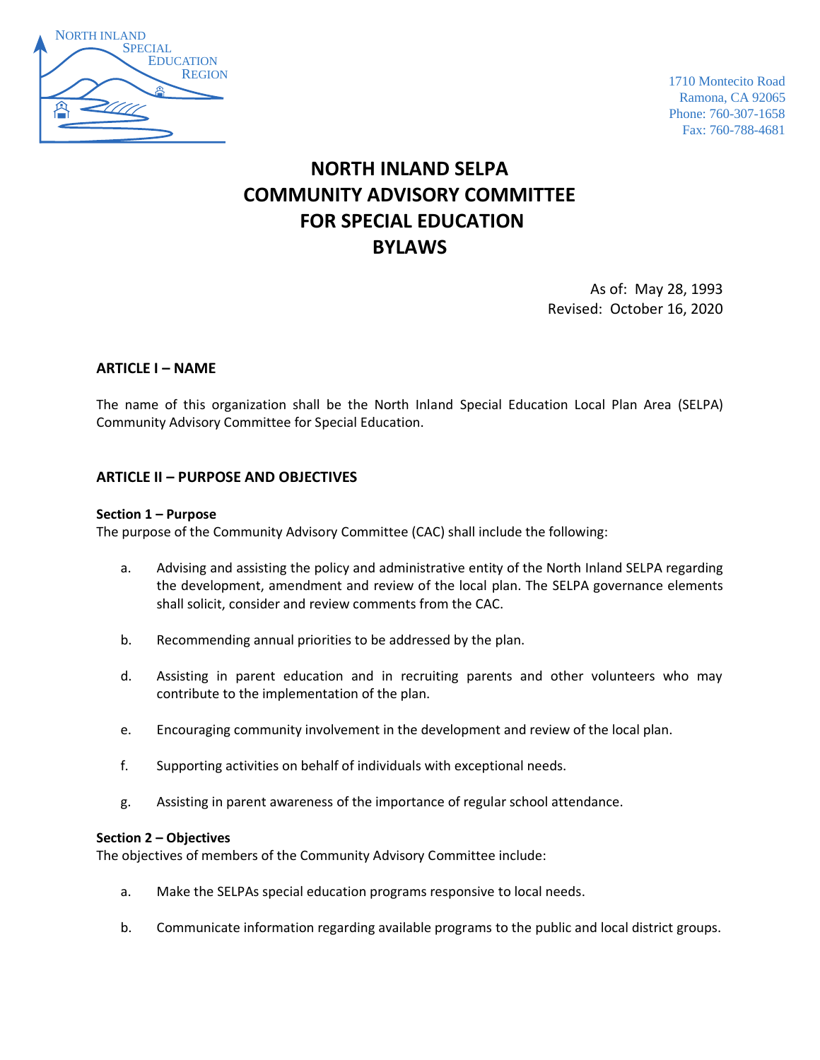NORTH INLAND SPECIAL EDUCATION REGION

1710 Montecito Road
Ramona, CA 92065
Phone: 760-307-1658
Fax: 760-788-4681

# NORTH INLAND SELPA COMMUNITY ADVISORY COMMITTEE FOR SPECIAL EDUCATION BYLAWS

As of: May 28, 1993
Revised: October 16, 2020

## ARTICLE I – NAME

The name of this organization shall be the North Inland Special Education Local Plan Area (SELPA) Community Advisory Committee for Special Education.

## ARTICLE II – PURPOSE AND OBJECTIVES

### Section 1 – Purpose

The purpose of the Community Advisory Committee (CAC) shall include the following:

a. Advising and assisting the policy and administrative entity of the North Inland SELPA regarding the development, amendment and review of the local plan. The SELPA governance elements shall solicit, consider and review comments from the CAC.

b. Recommending annual priorities to be addressed by the plan.

d. Assisting in parent education and in recruiting parents and other volunteers who may contribute to the implementation of the plan.

e. Encouraging community involvement in the development and review of the local plan.

f. Supporting activities on behalf of individuals with exceptional needs.

g. Assisting in parent awareness of the importance of regular school attendance.

### Section 2 – Objectives

The objectives of members of the Community Advisory Committee include:

a. Make the SELPAs special education programs responsive to local needs.

b. Communicate information regarding available programs to the public and local district groups.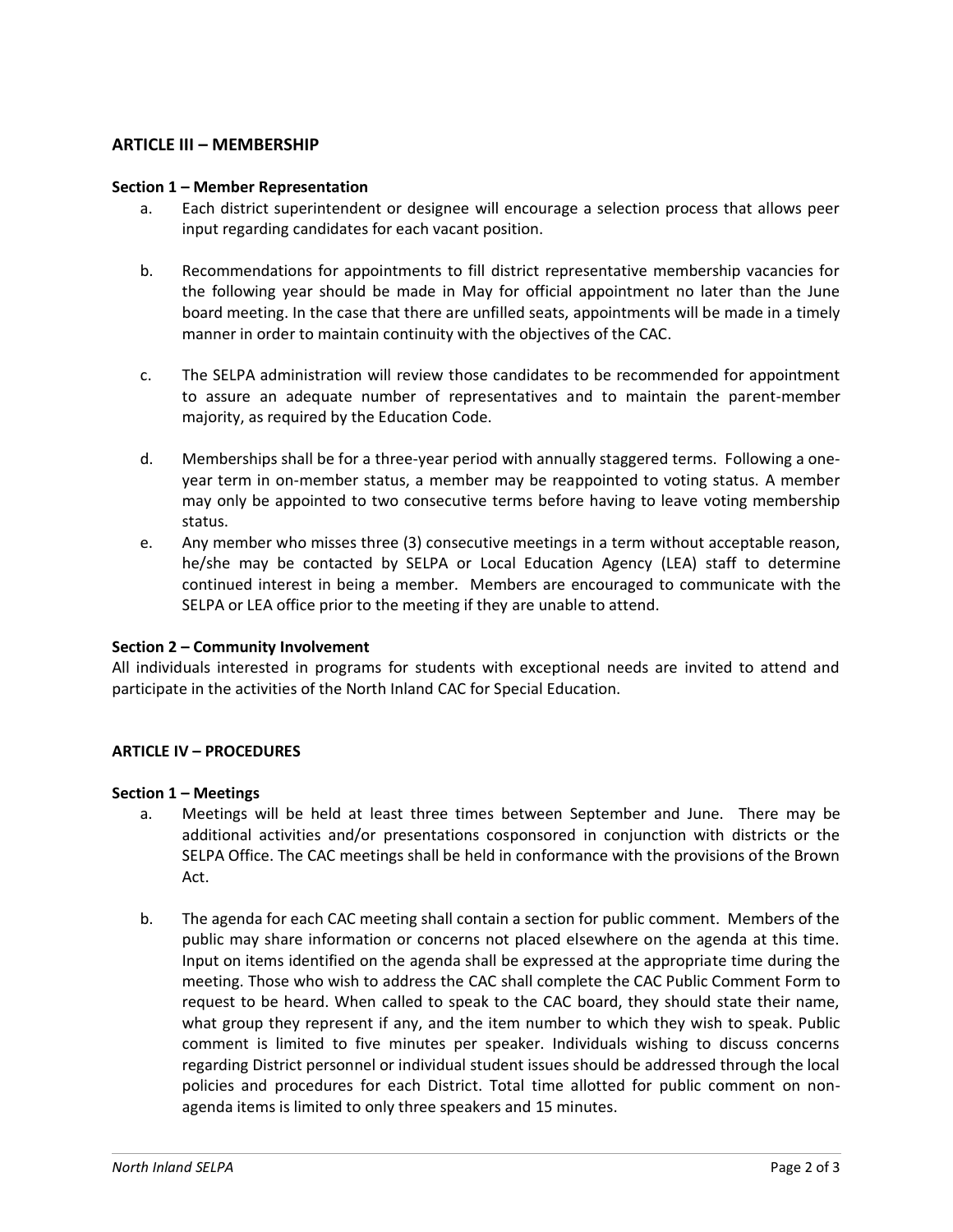## ARTICLE III – MEMBERSHIP

**Section 1 – Member Representation**

a. Each district superintendent or designee will encourage a selection process that allows peer input regarding candidates for each vacant position.

b. Recommendations for appointments to fill district representative membership vacancies for the following year should be made in May for official appointment no later than the June board meeting. In the case that there are unfilled seats, appointments will be made in a timely manner in order to maintain continuity with the objectives of the CAC.

c. The SELPA administration will review those candidates to be recommended for appointment to assure an adequate number of representatives and to maintain the parent-member majority, as required by the Education Code.

d. Memberships shall be for a three-year period with annually staggered terms. Following a one-year term in on-member status, a member may be reappointed to voting status. A member may only be appointed to two consecutive terms before having to leave voting membership status.

e. Any member who misses three (3) consecutive meetings in a term without acceptable reason, he/she may be contacted by SELPA or Local Education Agency (LEA) staff to determine continued interest in being a member. Members are encouraged to communicate with the SELPA or LEA office prior to the meeting if they are unable to attend.

**Section 2 – Community Involvement**

All individuals interested in programs for students with exceptional needs are invited to attend and participate in the activities of the North Inland CAC for Special Education.

## ARTICLE IV – PROCEDURES

**Section 1 – Meetings**

a. Meetings will be held at least three times between September and June. There may be additional activities and/or presentations cosponsored in conjunction with districts or the SELPA Office. The CAC meetings shall be held in conformance with the provisions of the Brown Act.

b. The agenda for each CAC meeting shall contain a section for public comment. Members of the public may share information or concerns not placed elsewhere on the agenda at this time. Input on items identified on the agenda shall be expressed at the appropriate time during the meeting. Those who wish to address the CAC shall complete the CAC Public Comment Form to request to be heard. When called to speak to the CAC board, they should state their name, what group they represent if any, and the item number to which they wish to speak. Public comment is limited to five minutes per speaker. Individuals wishing to discuss concerns regarding District personnel or individual student issues should be addressed through the local policies and procedures for each District. Total time allotted for public comment on non-agenda items is limited to only three speakers and 15 minutes.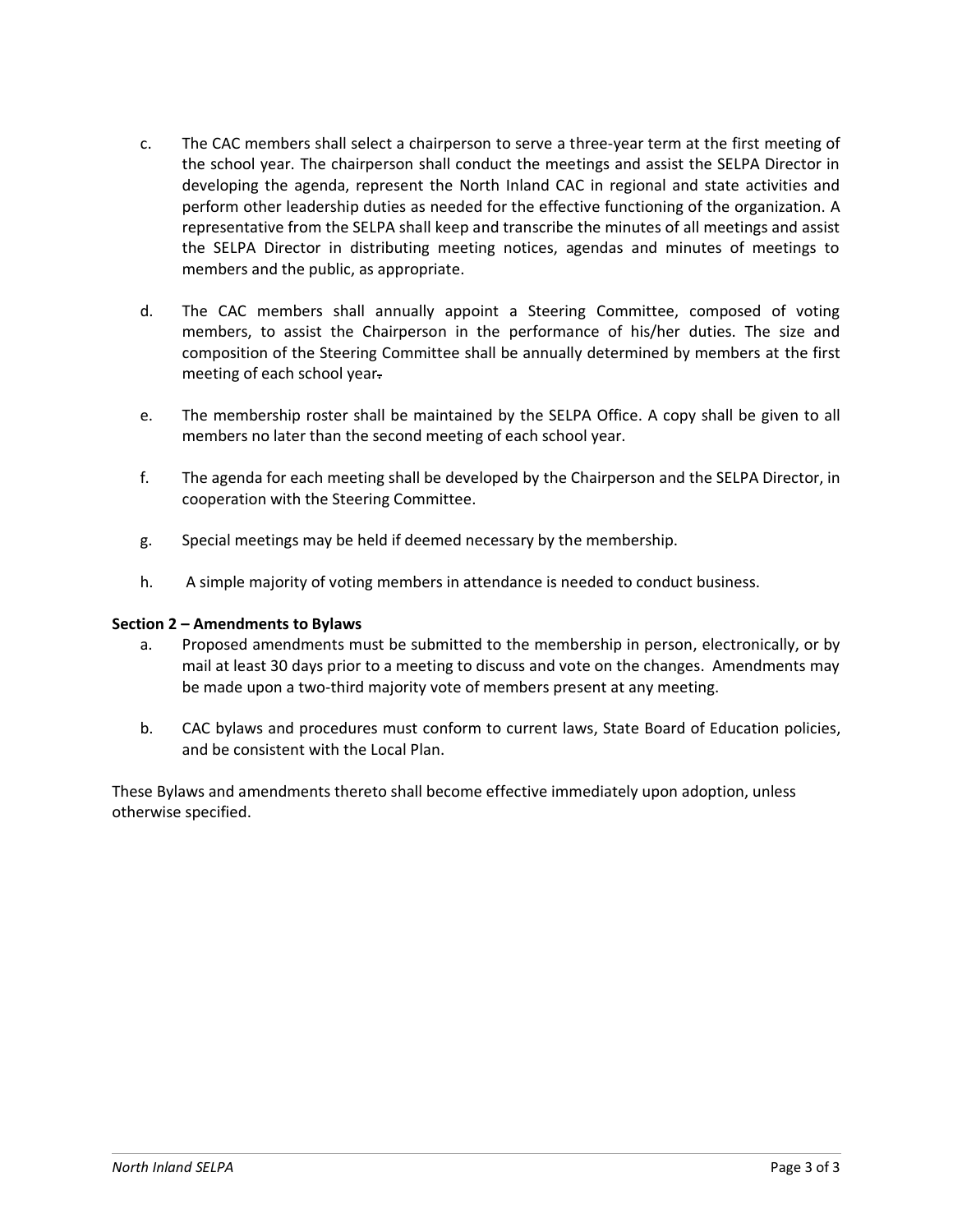c. The CAC members shall select a chairperson to serve a three-year term at the first meeting of the school year. The chairperson shall conduct the meetings and assist the SELPA Director in developing the agenda, represent the North Inland CAC in regional and state activities and perform other leadership duties as needed for the effective functioning of the organization. A representative from the SELPA shall keep and transcribe the minutes of all meetings and assist the SELPA Director in distributing meeting notices, agendas and minutes of meetings to members and the public, as appropriate.

d. The CAC members shall annually appoint a Steering Committee, composed of voting members, to assist the Chairperson in the performance of his/her duties. The size and composition of the Steering Committee shall be annually determined by members at the first meeting of each school year.

e. The membership roster shall be maintained by the SELPA Office. A copy shall be given to all members no later than the second meeting of each school year.

f. The agenda for each meeting shall be developed by the Chairperson and the SELPA Director, in cooperation with the Steering Committee.

g. Special meetings may be held if deemed necessary by the membership.

h. A simple majority of voting members in attendance is needed to conduct business.

**Section 2 – Amendments to Bylaws**

a. Proposed amendments must be submitted to the membership in person, electronically, or by mail at least 30 days prior to a meeting to discuss and vote on the changes. Amendments may be made upon a two-third majority vote of members present at any meeting.

b. CAC bylaws and procedures must conform to current laws, State Board of Education policies, and be consistent with the Local Plan.

These Bylaws and amendments thereto shall become effective immediately upon adoption, unless otherwise specified.